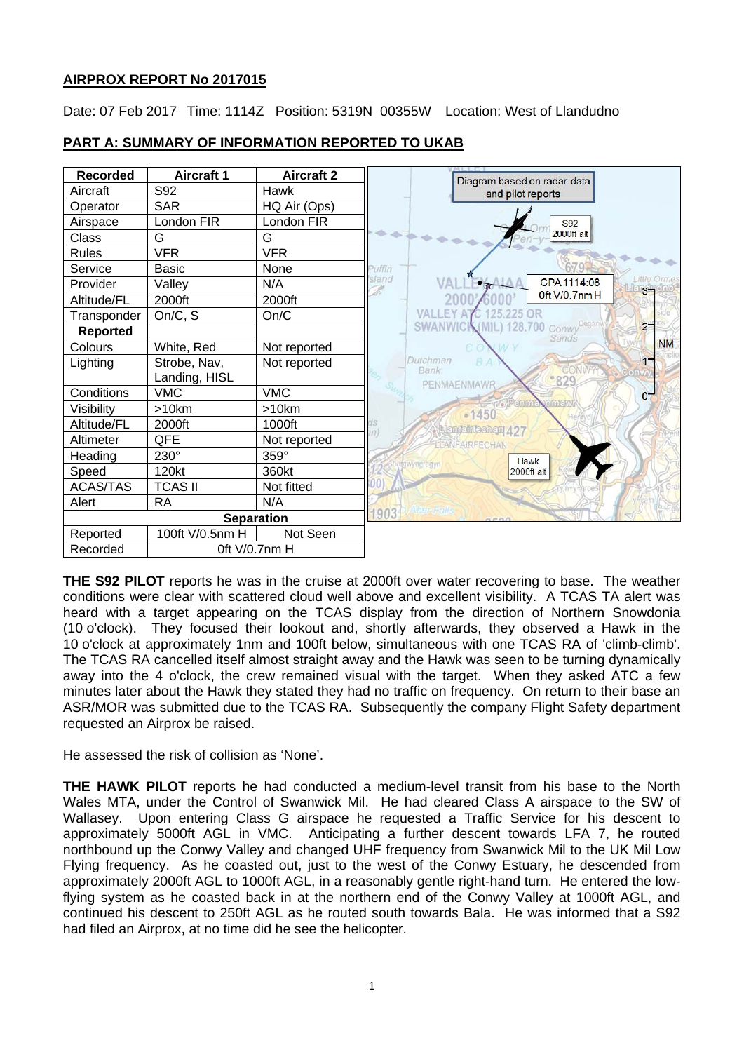## AIRPROX REPORT No 2017015

Date: 07 Feb 2017 Time: 1114Z Position: 5319N 00355W Location: West of Llandudno

## PART A: SUMMARY OF INFORMATION REPORTED TO UKAB

| Recorded | Aircraft 1 | Aircraft 2 |
|---|---|---|
| Aircraft | S92 | Hawk |
| Operator | SAR | HQ Air (Ops) |
| Airspace | London FIR | London FIR |
| Class | G | G |
| Rules | VFR | VFR |
| Service | Basic | None |
| Provider | Valley | N/A |
| Altitude/FL | 2000ft | 2000ft |
| Transponder | On/C, S | On/C |
| **Reported** | | |
| Colours | White, Red | Not reported |
| Lighting | Strobe, Nav, Landing, HISL | Not reported |
| Conditions | VMC | VMC |
| Visibility | >10km | >10km |
| Altitude/FL | 2000ft | 1000ft |
| Altimeter | QFE | Not reported |
| Heading | 230° | 359° |
| Speed | 120kt | 360kt |
| ACAS/TAS | TCAS II | Not fitted |
| Alert | RA | N/A |
| **Separation** | | |
| Reported | 100ft V/0.5nm H | Not Seen |
| Recorded | 0ft V/0.7nm H | |

Diagram based on radar data and pilot reports

S92 2000ft alt

CPA 1114:08 0ft V/0.7nm H

Hawk 2000ft alt

**THE S92 PILOT** reports he was in the cruise at 2000ft over water recovering to base. The weather conditions were clear with scattered cloud well above and excellent visibility. A TCAS TA alert was heard with a target appearing on the TCAS display from the direction of Northern Snowdonia (10 o'clock). They focused their lookout and, shortly afterwards, they observed a Hawk in the 10 o'clock at approximately 1nm and 100ft below, simultaneous with one TCAS RA of 'climb-climb'. The TCAS RA cancelled itself almost straight away and the Hawk was seen to be turning dynamically away into the 4 o'clock, the crew remained visual with the target. When they asked ATC a few minutes later about the Hawk they stated they had no traffic on frequency. On return to their base an ASR/MOR was submitted due to the TCAS RA. Subsequently the company Flight Safety department requested an Airprox be raised.

He assessed the risk of collision as 'None'.

**THE HAWK PILOT** reports he had conducted a medium-level transit from his base to the North Wales MTA, under the Control of Swanwick Mil. He had cleared Class A airspace to the SW of Wallasey. Upon entering Class G airspace he requested a Traffic Service for his descent to approximately 5000ft AGL in VMC. Anticipating a further descent towards LFA 7, he routed northbound up the Conwy Valley and changed UHF frequency from Swanwick Mil to the UK Mil Low Flying frequency. As he coasted out, just to the west of the Conwy Estuary, he descended from approximately 2000ft AGL to 1000ft AGL, in a reasonably gentle right-hand turn. He entered the low-flying system as he coasted back in at the northern end of the Conwy Valley at 1000ft AGL, and continued his descent to 250ft AGL as he routed south towards Bala. He was informed that a S92 had filed an Airprox, at no time did he see the helicopter.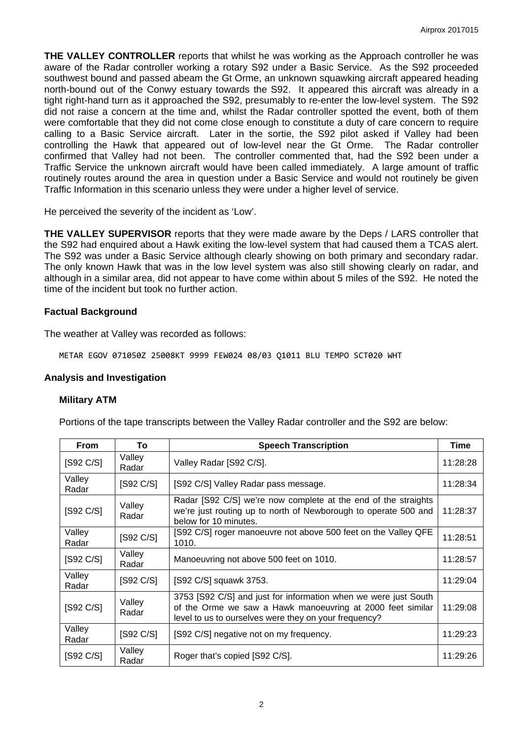**THE VALLEY CONTROLLER** reports that whilst he was working as the Approach controller he was aware of the Radar controller working a rotary S92 under a Basic Service. As the S92 proceeded southwest bound and passed abeam the Gt Orme, an unknown squawking aircraft appeared heading north-bound out of the Conwy estuary towards the S92. It appeared this aircraft was already in a tight right-hand turn as it approached the S92, presumably to re-enter the low-level system. The S92 did not raise a concern at the time and, whilst the Radar controller spotted the event, both of them were comfortable that they did not come close enough to constitute a duty of care concern to require calling to a Basic Service aircraft. Later in the sortie, the S92 pilot asked if Valley had been controlling the Hawk that appeared out of low-level near the Gt Orme. The Radar controller confirmed that Valley had not been. The controller commented that, had the S92 been under a Traffic Service the unknown aircraft would have been called immediately. A large amount of traffic routinely routes around the area in question under a Basic Service and would not routinely be given Traffic Information in this scenario unless they were under a higher level of service.

He perceived the severity of the incident as 'Low'.

**THE VALLEY SUPERVISOR** reports that they were made aware by the Deps / LARS controller that the S92 had enquired about a Hawk exiting the low-level system that had caused them a TCAS alert. The S92 was under a Basic Service although clearly showing on both primary and secondary radar. The only known Hawk that was in the low level system was also still showing clearly on radar, and although in a similar area, did not appear to have come within about 5 miles of the S92. He noted the time of the incident but took no further action.

## Factual Background

The weather at Valley was recorded as follows:

```
METAR EGOV 071050Z 25008KT 9999 FEW024 08/03 Q1011 BLU TEMPO SCT020 WHT
```

## Analysis and Investigation

### Military ATM

Portions of the tape transcripts between the Valley Radar controller and the S92 are below:

| From | To | Speech Transcription | Time |
|---|---|---|---|
| [S92 C/S] | Valley Radar | Valley Radar [S92 C/S]. | 11:28:28 |
| Valley Radar | [S92 C/S] | [S92 C/S] Valley Radar pass message. | 11:28:34 |
| [S92 C/S] | Valley Radar | Radar [S92 C/S] we're now complete at the end of the straights we're just routing up to north of Newborough to operate 500 and below for 10 minutes. | 11:28:37 |
| Valley Radar | [S92 C/S] | [S92 C/S] roger manoeuvre not above 500 feet on the Valley QFE 1010. | 11:28:51 |
| [S92 C/S] | Valley Radar | Manoeuvring not above 500 feet on 1010. | 11:28:57 |
| Valley Radar | [S92 C/S] | [S92 C/S] squawk 3753. | 11:29:04 |
| [S92 C/S] | Valley Radar | 3753 [S92 C/S] and just for information when we were just South of the Orme we saw a Hawk manoeuvring at 2000 feet similar level to us to ourselves were they on your frequency? | 11:29:08 |
| Valley Radar | [S92 C/S] | [S92 C/S] negative not on my frequency. | 11:29:23 |
| [S92 C/S] | Valley Radar | Roger that's copied [S92 C/S]. | 11:29:26 |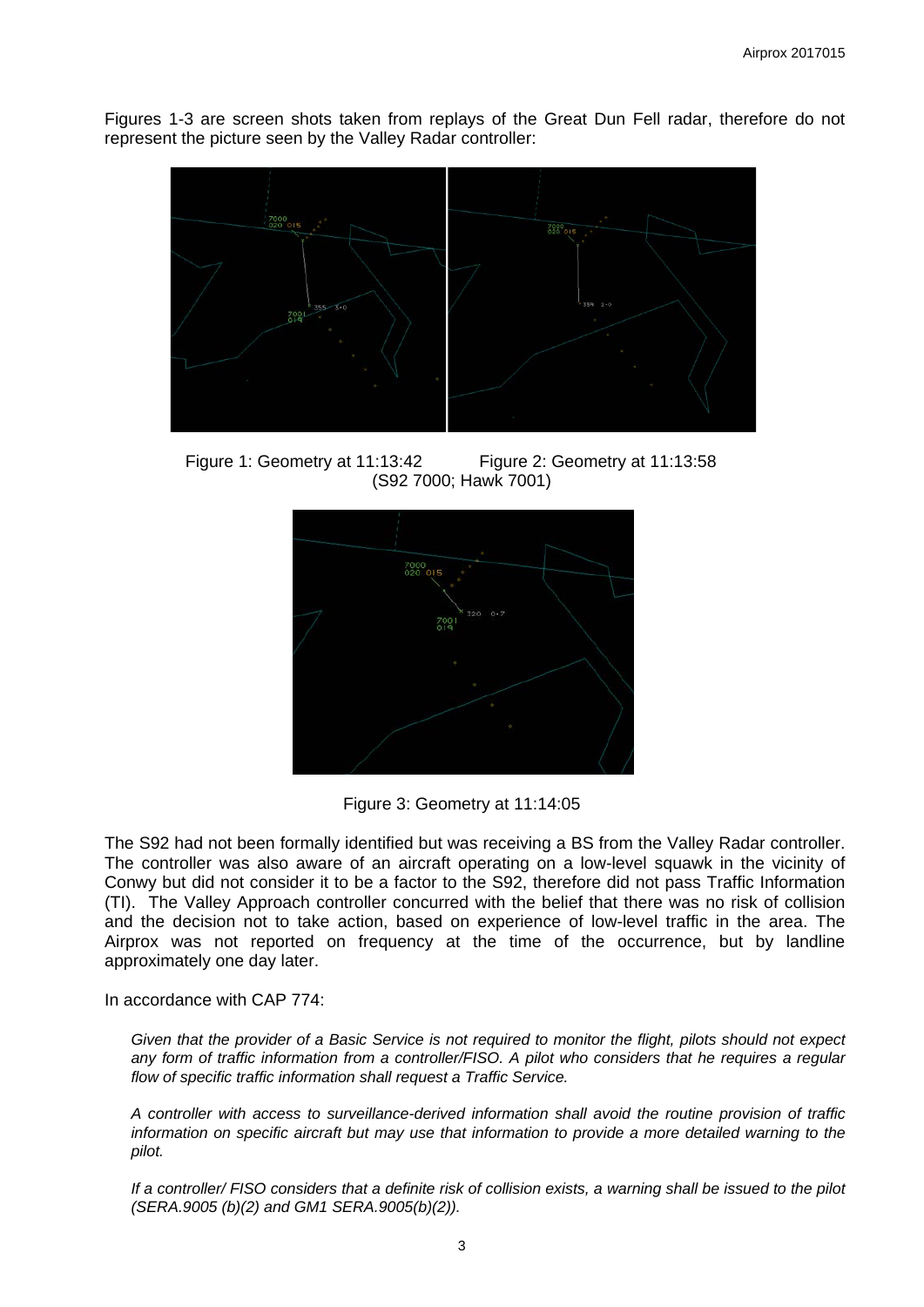Figures 1-3 are screen shots taken from replays of the Great Dun Fell radar, therefore do not represent the picture seen by the Valley Radar controller:

Figure 1: Geometry at 11:13:42 Figure 2: Geometry at 11:13:58
(S92 7000; Hawk 7001)

Figure 3: Geometry at 11:14:05

The S92 had not been formally identified but was receiving a BS from the Valley Radar controller. The controller was also aware of an aircraft operating on a low-level squawk in the vicinity of Conwy but did not consider it to be a factor to the S92, therefore did not pass Traffic Information (TI). The Valley Approach controller concurred with the belief that there was no risk of collision and the decision not to take action, based on experience of low-level traffic in the area. The Airprox was not reported on frequency at the time of the occurrence, but by landline approximately one day later.

In accordance with CAP 774:

*Given that the provider of a Basic Service is not required to monitor the flight, pilots should not expect any form of traffic information from a controller/FISO. A pilot who considers that he requires a regular flow of specific traffic information shall request a Traffic Service.*

*A controller with access to surveillance-derived information shall avoid the routine provision of traffic information on specific aircraft but may use that information to provide a more detailed warning to the pilot.*

*If a controller/ FISO considers that a definite risk of collision exists, a warning shall be issued to the pilot (SERA.9005 (b)(2) and GM1 SERA.9005(b)(2)).*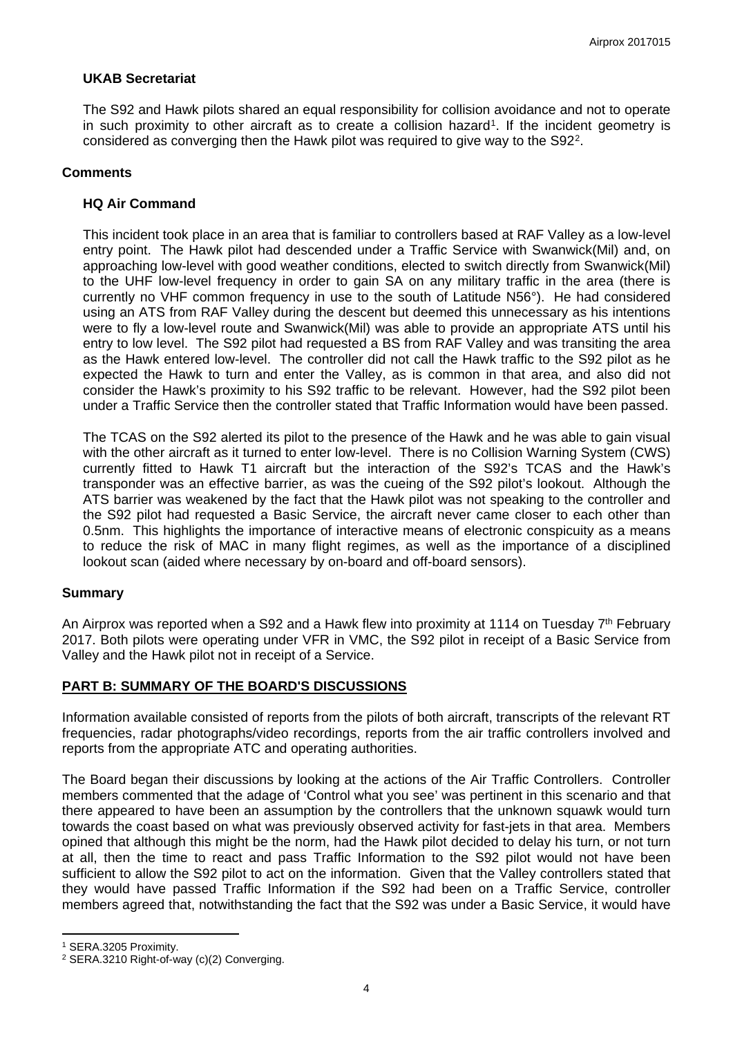### UKAB Secretariat

The S92 and Hawk pilots shared an equal responsibility for collision avoidance and not to operate in such proximity to other aircraft as to create a collision hazard[1]. If the incident geometry is considered as converging then the Hawk pilot was required to give way to the S92[2].

## Comments

### HQ Air Command

This incident took place in an area that is familiar to controllers based at RAF Valley as a low-level entry point. The Hawk pilot had descended under a Traffic Service with Swanwick(Mil) and, on approaching low-level with good weather conditions, elected to switch directly from Swanwick(Mil) to the UHF low-level frequency in order to gain SA on any military traffic in the area (there is currently no VHF common frequency in use to the south of Latitude N56°). He had considered using an ATS from RAF Valley during the descent but deemed this unnecessary as his intentions were to fly a low-level route and Swanwick(Mil) was able to provide an appropriate ATS until his entry to low level. The S92 pilot had requested a BS from RAF Valley and was transiting the area as the Hawk entered low-level. The controller did not call the Hawk traffic to the S92 pilot as he expected the Hawk to turn and enter the Valley, as is common in that area, and also did not consider the Hawk's proximity to his S92 traffic to be relevant. However, had the S92 pilot been under a Traffic Service then the controller stated that Traffic Information would have been passed.

The TCAS on the S92 alerted its pilot to the presence of the Hawk and he was able to gain visual with the other aircraft as it turned to enter low-level. There is no Collision Warning System (CWS) currently fitted to Hawk T1 aircraft but the interaction of the S92's TCAS and the Hawk's transponder was an effective barrier, as was the cueing of the S92 pilot's lookout. Although the ATS barrier was weakened by the fact that the Hawk pilot was not speaking to the controller and the S92 pilot had requested a Basic Service, the aircraft never came closer to each other than 0.5nm. This highlights the importance of interactive means of electronic conspicuity as a means to reduce the risk of MAC in many flight regimes, as well as the importance of a disciplined lookout scan (aided where necessary by on-board and off-board sensors).

## Summary

An Airprox was reported when a S92 and a Hawk flew into proximity at 1114 on Tuesday 7th February 2017. Both pilots were operating under VFR in VMC, the S92 pilot in receipt of a Basic Service from Valley and the Hawk pilot not in receipt of a Service.

## PART B: SUMMARY OF THE BOARD'S DISCUSSIONS

Information available consisted of reports from the pilots of both aircraft, transcripts of the relevant RT frequencies, radar photographs/video recordings, reports from the air traffic controllers involved and reports from the appropriate ATC and operating authorities.

The Board began their discussions by looking at the actions of the Air Traffic Controllers. Controller members commented that the adage of 'Control what you see' was pertinent in this scenario and that there appeared to have been an assumption by the controllers that the unknown squawk would turn towards the coast based on what was previously observed activity for fast-jets in that area. Members opined that although this might be the norm, had the Hawk pilot decided to delay his turn, or not turn at all, then the time to react and pass Traffic Information to the S92 pilot would not have been sufficient to allow the S92 pilot to act on the information. Given that the Valley controllers stated that they would have passed Traffic Information if the S92 had been on a Traffic Service, controller members agreed that, notwithstanding the fact that the S92 was under a Basic Service, it would have

[1] SERA.3205 Proximity.

[2] SERA.3210 Right-of-way (c)(2) Converging.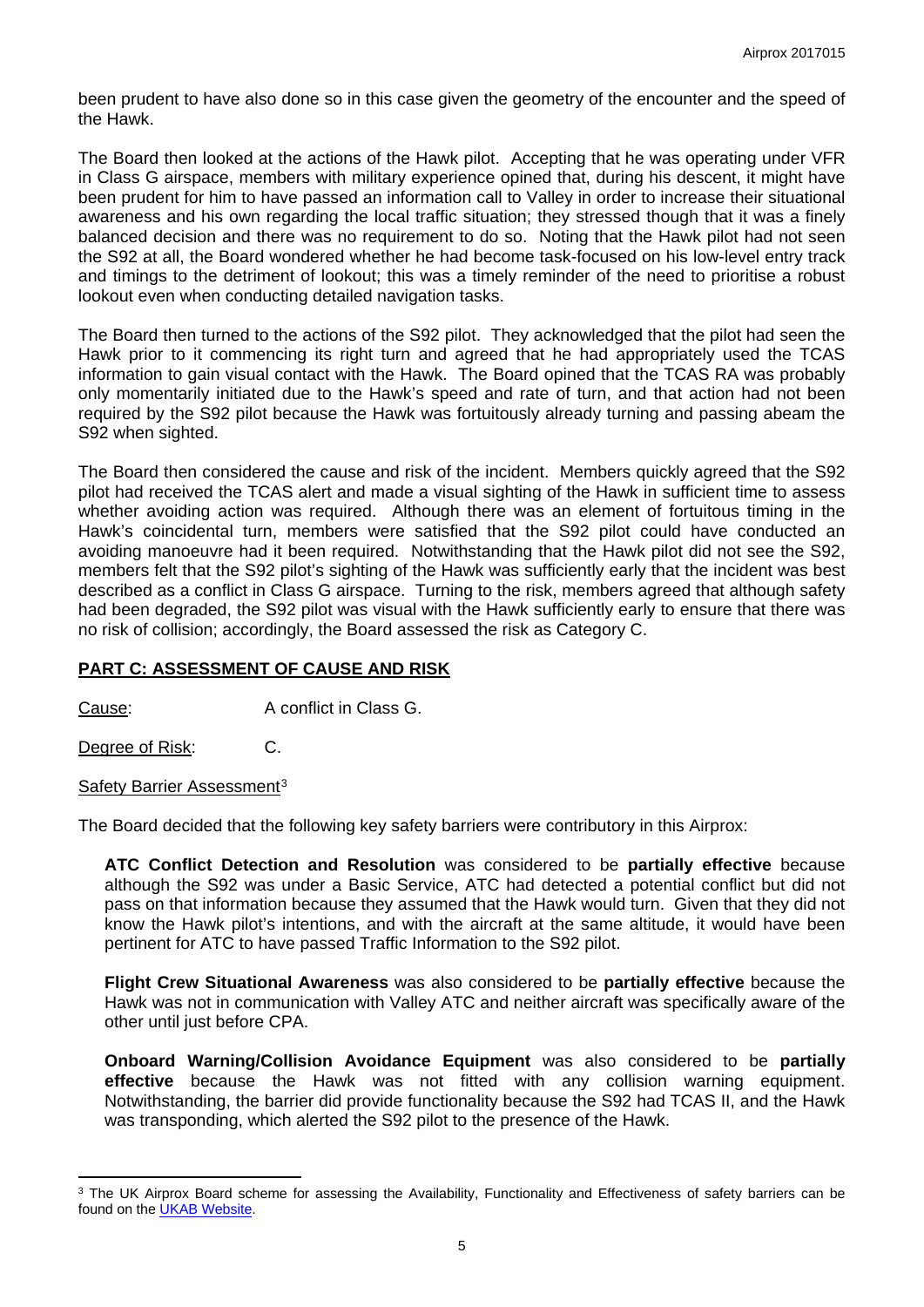been prudent to have also done so in this case given the geometry of the encounter and the speed of the Hawk.

The Board then looked at the actions of the Hawk pilot. Accepting that he was operating under VFR in Class G airspace, members with military experience opined that, during his descent, it might have been prudent for him to have passed an information call to Valley in order to increase their situational awareness and his own regarding the local traffic situation; they stressed though that it was a finely balanced decision and there was no requirement to do so. Noting that the Hawk pilot had not seen the S92 at all, the Board wondered whether he had become task-focused on his low-level entry track and timings to the detriment of lookout; this was a timely reminder of the need to prioritise a robust lookout even when conducting detailed navigation tasks.

The Board then turned to the actions of the S92 pilot. They acknowledged that the pilot had seen the Hawk prior to it commencing its right turn and agreed that he had appropriately used the TCAS information to gain visual contact with the Hawk. The Board opined that the TCAS RA was probably only momentarily initiated due to the Hawk's speed and rate of turn, and that action had not been required by the S92 pilot because the Hawk was fortuitously already turning and passing abeam the S92 when sighted.

The Board then considered the cause and risk of the incident. Members quickly agreed that the S92 pilot had received the TCAS alert and made a visual sighting of the Hawk in sufficient time to assess whether avoiding action was required. Although there was an element of fortuitous timing in the Hawk's coincidental turn, members were satisfied that the S92 pilot could have conducted an avoiding manoeuvre had it been required. Notwithstanding that the Hawk pilot did not see the S92, members felt that the S92 pilot's sighting of the Hawk was sufficiently early that the incident was best described as a conflict in Class G airspace. Turning to the risk, members agreed that although safety had been degraded, the S92 pilot was visual with the Hawk sufficiently early to ensure that there was no risk of collision; accordingly, the Board assessed the risk as Category C.

## PART C: ASSESSMENT OF CAUSE AND RISK

Cause: A conflict in Class G.

Degree of Risk: C.

Safety Barrier Assessment[3]

The Board decided that the following key safety barriers were contributory in this Airprox:

**ATC Conflict Detection and Resolution** was considered to be **partially effective** because although the S92 was under a Basic Service, ATC had detected a potential conflict but did not pass on that information because they assumed that the Hawk would turn. Given that they did not know the Hawk pilot's intentions, and with the aircraft at the same altitude, it would have been pertinent for ATC to have passed Traffic Information to the S92 pilot.

**Flight Crew Situational Awareness** was also considered to be **partially effective** because the Hawk was not in communication with Valley ATC and neither aircraft was specifically aware of the other until just before CPA.

**Onboard Warning/Collision Avoidance Equipment** was also considered to be **partially effective** because the Hawk was not fitted with any collision warning equipment. Notwithstanding, the barrier did provide functionality because the S92 had TCAS II, and the Hawk was transponding, which alerted the S92 pilot to the presence of the Hawk.

[3] The UK Airprox Board scheme for assessing the Availability, Functionality and Effectiveness of safety barriers can be found on the UKAB Website.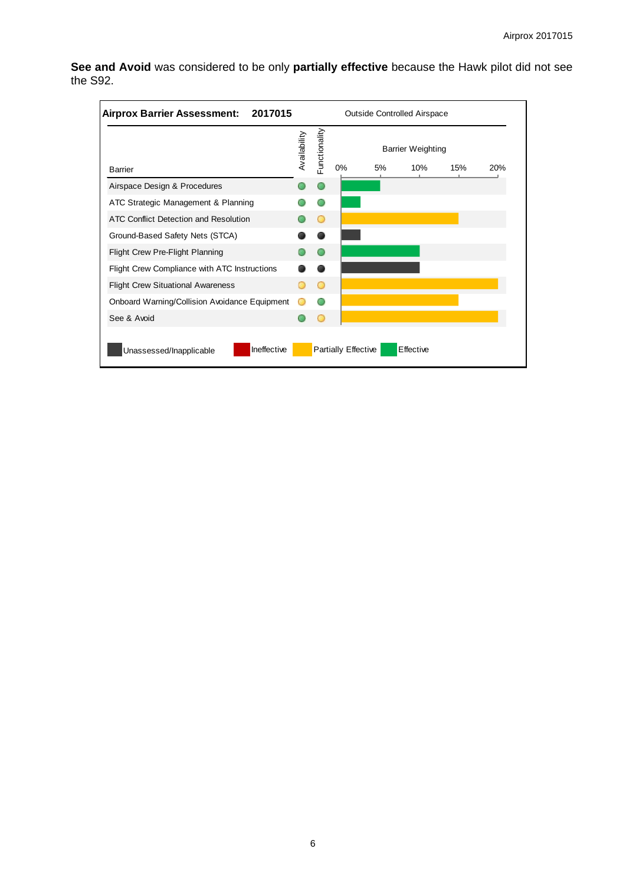**See and Avoid** was considered to be only **partially effective** because the Hawk pilot did not see the S92.

**Airprox Barrier Assessment: 2017015**

Outside Controlled Airspace

Barrier

Availability

Functionality

Barrier Weighting

0%
5%
10%
15%
20%

Airspace Design & Procedures

ATC Strategic Management & Planning

ATC Conflict Detection and Resolution

Ground-Based Safety Nets (STCA)

Flight Crew Pre-Flight Planning

Flight Crew Compliance with ATC Instructions

Flight Crew Situational Awareness

Onboard Warning/Collision Avoidance Equipment

See & Avoid

Unassessed/Inapplicable

Ineffective

Partially Effective

Effective